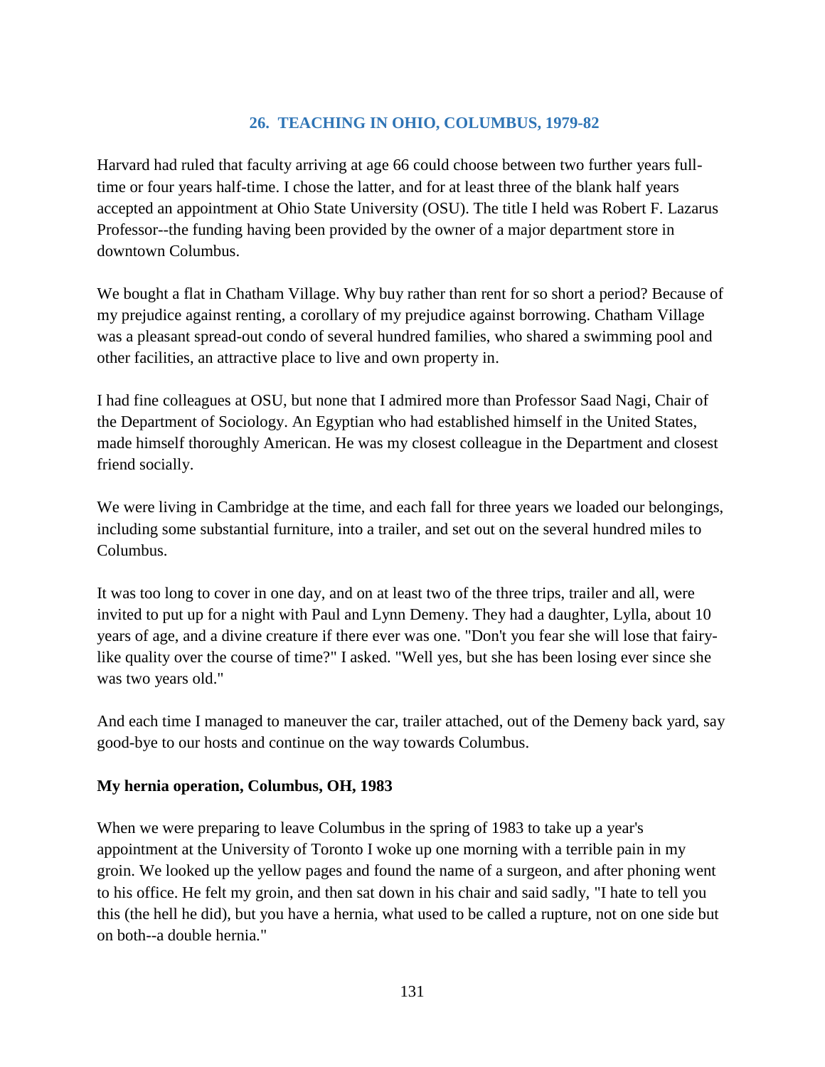## 26. TEACHING IN OHIO, COLUMBUS, 1979-82

Harvard had ruled that faculty arriving at age 66 could choose between two further years full-time or four years half-time. I chose the latter, and for at least three of the blank half years accepted an appointment at Ohio State University (OSU). The title I held was Robert F. Lazarus Professor--the funding having been provided by the owner of a major department store in downtown Columbus.

We bought a flat in Chatham Village. Why buy rather than rent for so short a period? Because of my prejudice against renting, a corollary of my prejudice against borrowing. Chatham Village was a pleasant spread-out condo of several hundred families, who shared a swimming pool and other facilities, an attractive place to live and own property in.

I had fine colleagues at OSU, but none that I admired more than Professor Saad Nagi, Chair of the Department of Sociology. An Egyptian who had established himself in the United States, made himself thoroughly American. He was my closest colleague in the Department and closest friend socially.

We were living in Cambridge at the time, and each fall for three years we loaded our belongings, including some substantial furniture, into a trailer, and set out on the several hundred miles to Columbus.

It was too long to cover in one day, and on at least two of the three trips, trailer and all, were invited to put up for a night with Paul and Lynn Demeny. They had a daughter, Lylla, about 10 years of age, and a divine creature if there ever was one. "Don't you fear she will lose that fairy-like quality over the course of time?" I asked. "Well yes, but she has been losing ever since she was two years old."

And each time I managed to maneuver the car, trailer attached, out of the Demeny back yard, say good-bye to our hosts and continue on the way towards Columbus.

### My hernia operation, Columbus, OH, 1983

When we were preparing to leave Columbus in the spring of 1983 to take up a year's appointment at the University of Toronto I woke up one morning with a terrible pain in my groin. We looked up the yellow pages and found the name of a surgeon, and after phoning went to his office. He felt my groin, and then sat down in his chair and said sadly, "I hate to tell you this (the hell he did), but you have a hernia, what used to be called a rupture, not on one side but on both--a double hernia."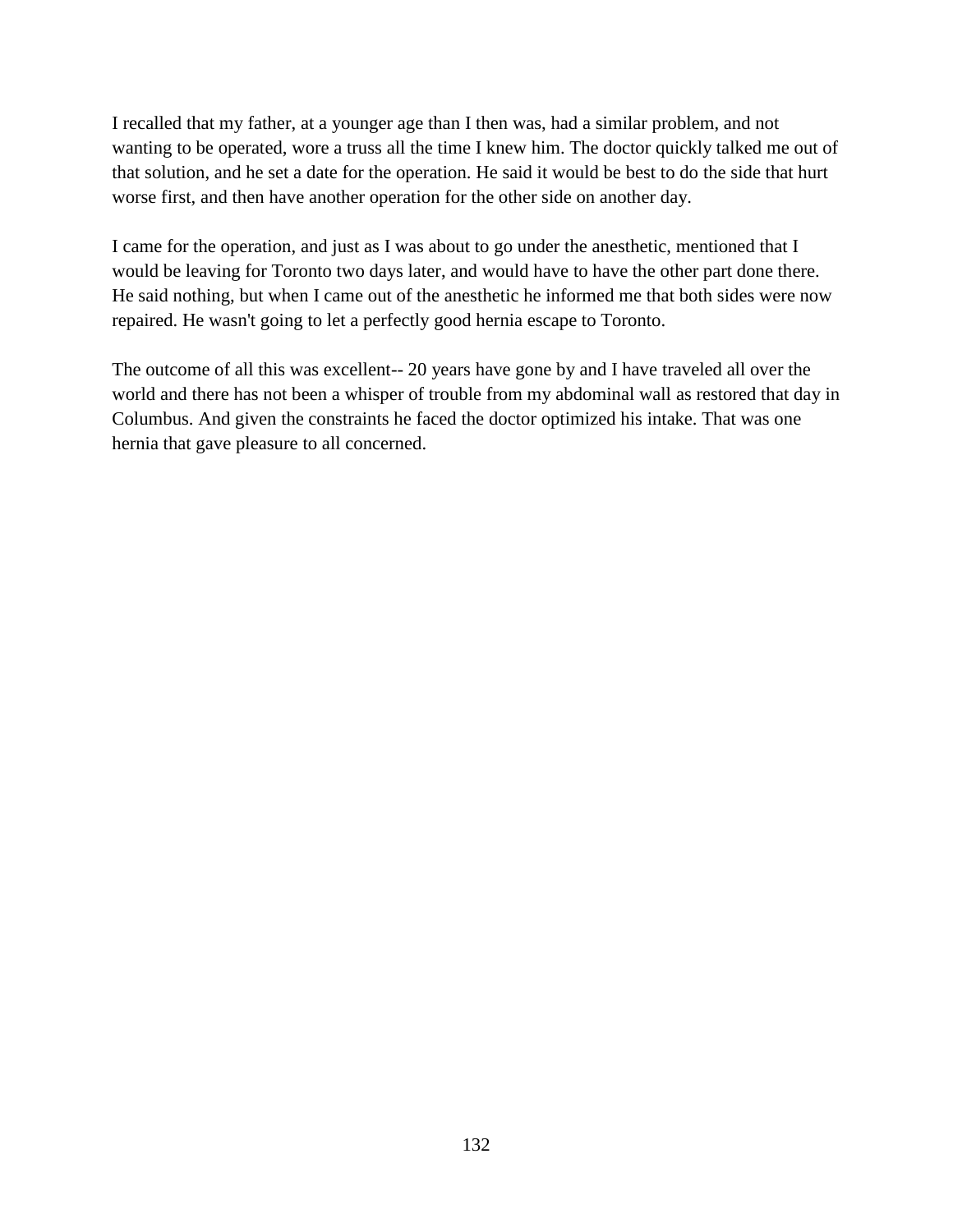I recalled that my father, at a younger age than I then was, had a similar problem, and not wanting to be operated, wore a truss all the time I knew him. The doctor quickly talked me out of that solution, and he set a date for the operation. He said it would be best to do the side that hurt worse first, and then have another operation for the other side on another day.

I came for the operation, and just as I was about to go under the anesthetic, mentioned that I would be leaving for Toronto two days later, and would have to have the other part done there. He said nothing, but when I came out of the anesthetic he informed me that both sides were now repaired. He wasn't going to let a perfectly good hernia escape to Toronto.

The outcome of all this was excellent-- 20 years have gone by and I have traveled all over the world and there has not been a whisper of trouble from my abdominal wall as restored that day in Columbus. And given the constraints he faced the doctor optimized his intake. That was one hernia that gave pleasure to all concerned.